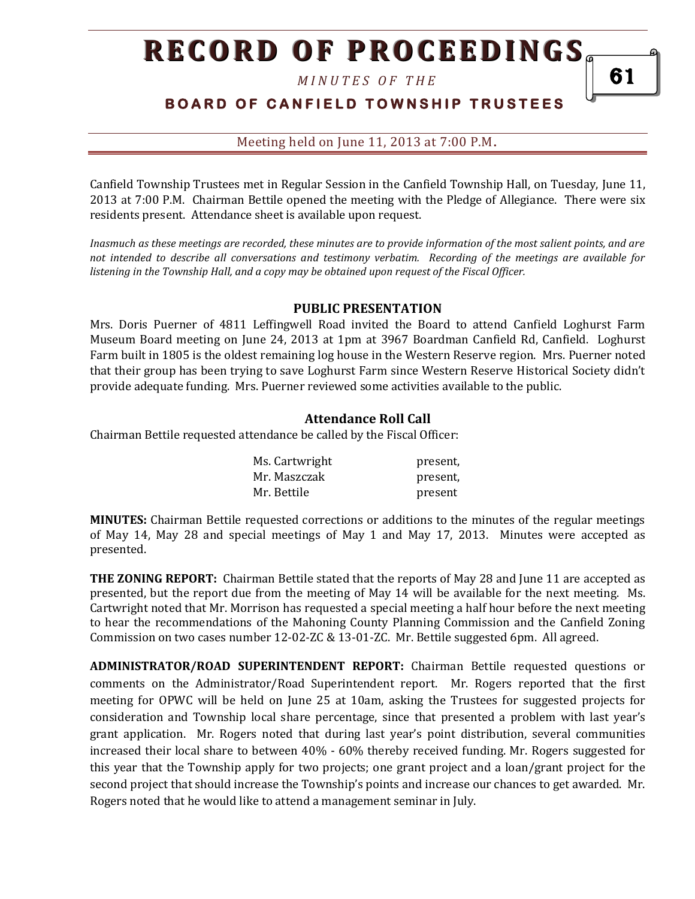# RECORD OF PROCEEDINGS

*MINUTES OF THE*

**BOARD OF CANFIELD TOWNSHIP TRUSTEES**

Meeting held on June 11, 2013 at 7:00 P.M.

Canfield Township Trustees met in Regular Session in the Canfield Township Hall, on Tuesday, June 11, 2013 at 7:00 P.M. Chairman Bettile opened the meeting with the Pledge of Allegiance. There were six residents present. Attendance sheet is available upon request.

*Inasmuch as these meetings are recorded, these minutes are to provide information of the most salient points, and are not intended to describe all conversations and testimony verbatim. Recording of the meetings are available for listening in the Township Hall, and a copy may be obtained upon request of the Fiscal Officer.*

### PUBLIC PRESENTATION

Mrs. Doris Puerner of 4811 Leffingwell Road invited the Board to attend Canfield Loghurst Farm Museum Board meeting on June 24, 2013 at 1pm at 3967 Boardman Canfield Rd, Canfield. Loghurst Farm built in 1805 is the oldest remaining log house in the Western Reserve region. Mrs. Puerner noted that their group has been trying to save Loghurst Farm since Western Reserve Historical Society didn't provide adequate funding. Mrs. Puerner reviewed some activities available to the public.

### Attendance Roll Call

Chairman Bettile requested attendance be called by the Fiscal Officer:

| | |
|---|---|
| Ms. Cartwright | present, |
| Mr. Maszczak | present, |
| Mr. Bettile | present |

**MINUTES:** Chairman Bettile requested corrections or additions to the minutes of the regular meetings of May 14, May 28 and special meetings of May 1 and May 17, 2013. Minutes were accepted as presented.

**THE ZONING REPORT:** Chairman Bettile stated that the reports of May 28 and June 11 are accepted as presented, but the report due from the meeting of May 14 will be available for the next meeting. Ms. Cartwright noted that Mr. Morrison has requested a special meeting a half hour before the next meeting to hear the recommendations of the Mahoning County Planning Commission and the Canfield Zoning Commission on two cases number 12-02-ZC & 13-01-ZC. Mr. Bettile suggested 6pm. All agreed.

**ADMINISTRATOR/ROAD SUPERINTENDENT REPORT:** Chairman Bettile requested questions or comments on the Administrator/Road Superintendent report. Mr. Rogers reported that the first meeting for OPWC will be held on June 25 at 10am, asking the Trustees for suggested projects for consideration and Township local share percentage, since that presented a problem with last year's grant application. Mr. Rogers noted that during last year's point distribution, several communities increased their local share to between 40% - 60% thereby received funding. Mr. Rogers suggested for this year that the Township apply for two projects; one grant project and a loan/grant project for the second project that should increase the Township's points and increase our chances to get awarded. Mr. Rogers noted that he would like to attend a management seminar in July.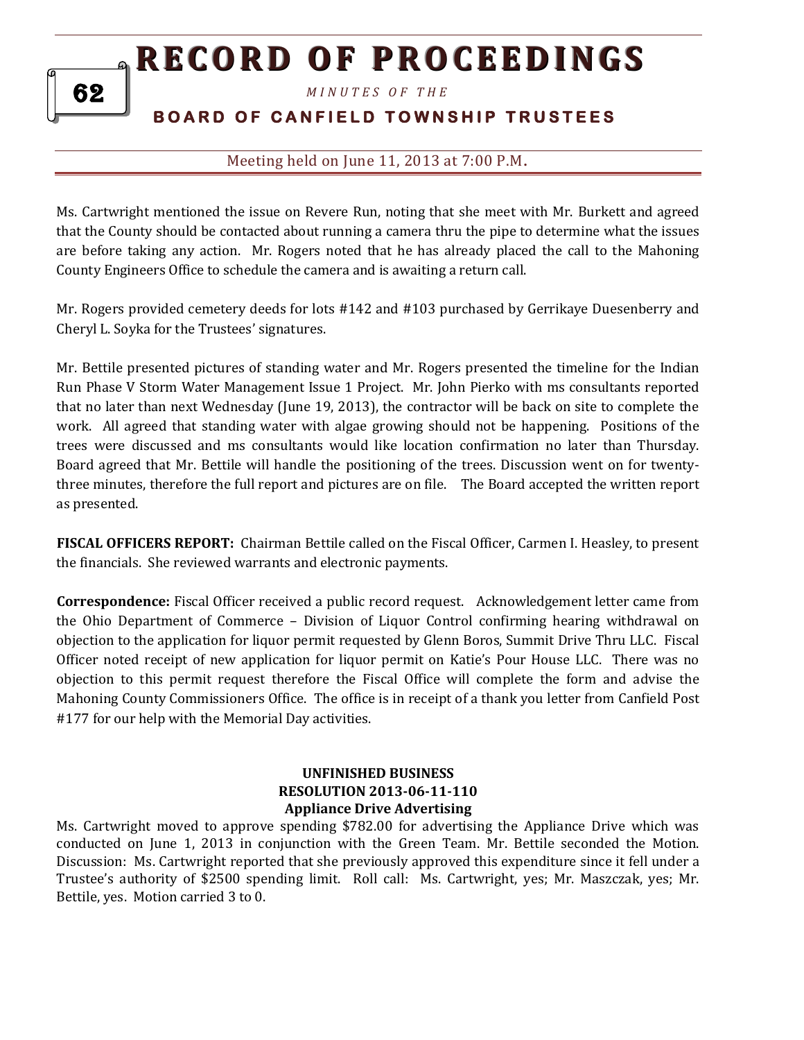Ms. Cartwright mentioned the issue on Revere Run, noting that she meet with Mr. Burkett and agreed that the County should be contacted about running a camera thru the pipe to determine what the issues are before taking any action. Mr. Rogers noted that he has already placed the call to the Mahoning County Engineers Office to schedule the camera and is awaiting a return call.

Mr. Rogers provided cemetery deeds for lots #142 and #103 purchased by Gerrikaye Duesenberry and Cheryl L. Soyka for the Trustees' signatures.

Mr. Bettile presented pictures of standing water and Mr. Rogers presented the timeline for the Indian Run Phase V Storm Water Management Issue 1 Project. Mr. John Pierko with ms consultants reported that no later than next Wednesday (June 19, 2013), the contractor will be back on site to complete the work. All agreed that standing water with algae growing should not be happening. Positions of the trees were discussed and ms consultants would like location confirmation no later than Thursday. Board agreed that Mr. Bettile will handle the positioning of the trees. Discussion went on for twenty-three minutes, therefore the full report and pictures are on file. The Board accepted the written report as presented.

**FISCAL OFFICERS REPORT:** Chairman Bettile called on the Fiscal Officer, Carmen I. Heasley, to present the financials. She reviewed warrants and electronic payments.

**Correspondence:** Fiscal Officer received a public record request. Acknowledgement letter came from the Ohio Department of Commerce – Division of Liquor Control confirming hearing withdrawal on objection to the application for liquor permit requested by Glenn Boros, Summit Drive Thru LLC. Fiscal Officer noted receipt of new application for liquor permit on Katie's Pour House LLC. There was no objection to this permit request therefore the Fiscal Office will complete the form and advise the Mahoning County Commissioners Office. The office is in receipt of a thank you letter from Canfield Post #177 for our help with the Memorial Day activities.

**UNFINISHED BUSINESS**
**RESOLUTION 2013-06-11-110**
**Appliance Drive Advertising**

Ms. Cartwright moved to approve spending $782.00 for advertising the Appliance Drive which was conducted on June 1, 2013 in conjunction with the Green Team. Mr. Bettile seconded the Motion. Discussion: Ms. Cartwright reported that she previously approved this expenditure since it fell under a Trustee's authority of $2500 spending limit. Roll call: Ms. Cartwright, yes; Mr. Maszczak, yes; Mr. Bettile, yes. Motion carried 3 to 0.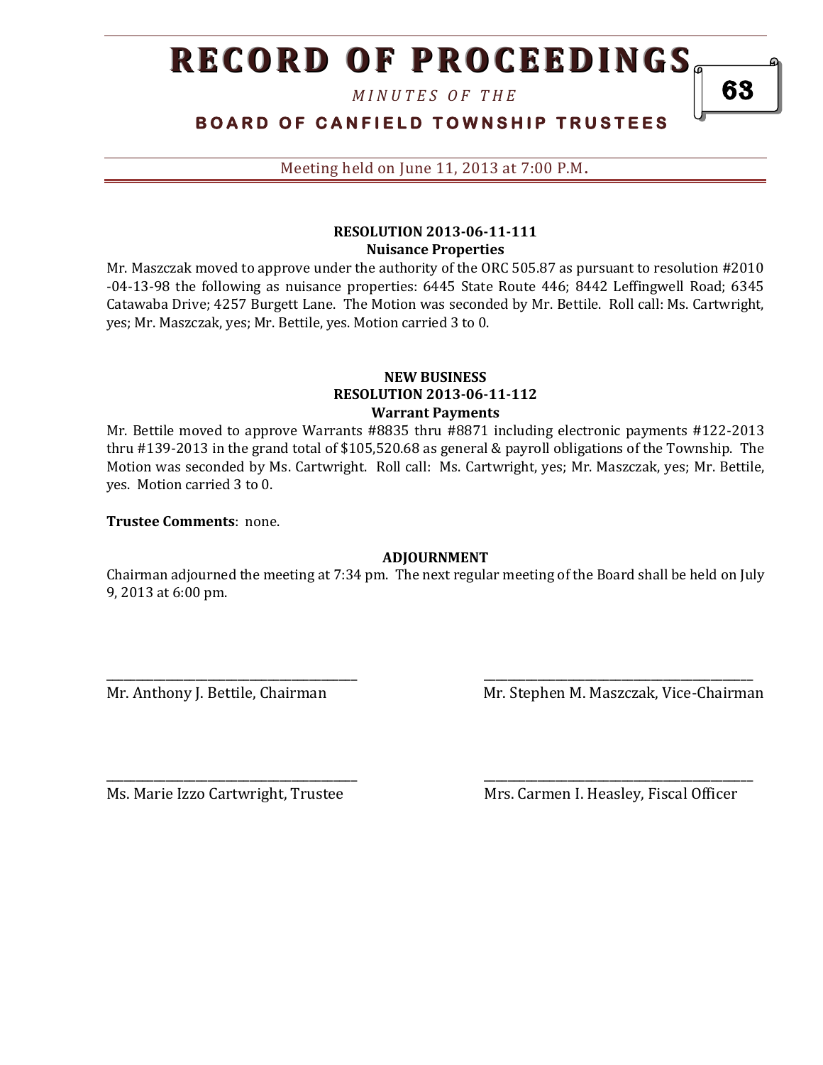**RESOLUTION 2013-06-11-111**
**Nuisance Properties**

Mr. Maszczak moved to approve under the authority of the ORC 505.87 as pursuant to resolution #2010 -04-13-98 the following as nuisance properties: 6445 State Route 446; 8442 Leffingwell Road; 6345 Catawaba Drive; 4257 Burgett Lane. The Motion was seconded by Mr. Bettile. Roll call: Ms. Cartwright, yes; Mr. Maszczak, yes; Mr. Bettile, yes. Motion carried 3 to 0.

**NEW BUSINESS**
**RESOLUTION 2013-06-11-112**
**Warrant Payments**

Mr. Bettile moved to approve Warrants #8835 thru #8871 including electronic payments #122-2013 thru #139-2013 in the grand total of $105,520.68 as general & payroll obligations of the Township. The Motion was seconded by Ms. Cartwright. Roll call: Ms. Cartwright, yes; Mr. Maszczak, yes; Mr. Bettile, yes. Motion carried 3 to 0.

**Trustee Comments**: none.

**ADJOURNMENT**

Chairman adjourned the meeting at 7:34 pm. The next regular meeting of the Board shall be held on July 9, 2013 at 6:00 pm.

\_\_\_\_\_\_\_\_\_\_\_\_\_\_\_\_\_\_\_\_\_\_\_\_\_\_\_\_\_\_\_\_\_\_\_\_\_\_\_\_
Mr. Anthony J. Bettile, Chairman

\_\_\_\_\_\_\_\_\_\_\_\_\_\_\_\_\_\_\_\_\_\_\_\_\_\_\_\_\_\_\_\_\_\_\_\_\_\_\_\_
Mr. Stephen M. Maszczak, Vice-Chairman

\_\_\_\_\_\_\_\_\_\_\_\_\_\_\_\_\_\_\_\_\_\_\_\_\_\_\_\_\_\_\_\_\_\_\_\_\_\_\_\_
Ms. Marie Izzo Cartwright, Trustee

\_\_\_\_\_\_\_\_\_\_\_\_\_\_\_\_\_\_\_\_\_\_\_\_\_\_\_\_\_\_\_\_\_\_\_\_\_\_\_\_
Mrs. Carmen I. Heasley, Fiscal Officer